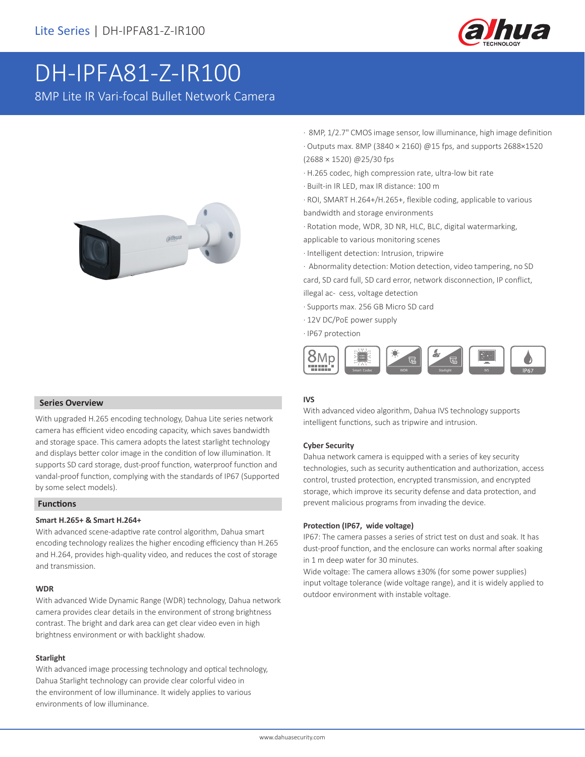Lite Series | DH-IPFA81-Z-IR100

# DH-IPFA81-Z-IR100

8MP Lite IR Vari-focal Bullet Network Camera

- 8MP, 1/2.7" CMOS image sensor, low illuminance, high image definition
- Outputs max. 8MP (3840 × 2160) @15 fps, and supports 2688×1520 (2688 × 1520) @25/30 fps
- H.265 codec, high compression rate, ultra-low bit rate
- Built-in IR LED, max IR distance: 100 m
- ROI, SMART H.264+/H.265+, flexible coding, applicable to various bandwidth and storage environments
- Rotation mode, WDR, 3D NR, HLC, BLC, digital watermarking, applicable to various monitoring scenes
- Intelligent detection: Intrusion, tripwire
- Abnormality detection: Motion detection, video tampering, no SD card, SD card full, SD card error, network disconnection, IP conflict, illegal ac- cess, voltage detection
- Supports max. 256 GB Micro SD card
- 12V DC/PoE power supply
- IP67 protection

8Mp | Smart Codec | WDR | Starlight | IVS | IP67

## Series Overview

With upgraded H.265 encoding technology, Dahua Lite series network camera has efficient video encoding capacity, which saves bandwidth and storage space. This camera adopts the latest starlight technology and displays better color image in the condition of low illumination. It supports SD card storage, dust-proof function, waterproof function and vandal-proof function, complying with the standards of IP67 (Supported by some select models).

## Functions

### Smart H.265+ & Smart H.264+

With advanced scene-adaptive rate control algorithm, Dahua smart encoding technology realizes the higher encoding efficiency than H.265 and H.264, provides high-quality video, and reduces the cost of storage and transmission.

### WDR

With advanced Wide Dynamic Range (WDR) technology, Dahua network camera provides clear details in the environment of strong brightness contrast. The bright and dark area can get clear video even in high brightness environment or with backlight shadow.

### Starlight

With advanced image processing technology and optical technology, Dahua Starlight technology can provide clear colorful video in the environment of low illuminance. It widely applies to various environments of low illuminance.

### IVS

With advanced video algorithm, Dahua IVS technology supports intelligent functions, such as tripwire and intrusion.

### Cyber Security

Dahua network camera is equipped with a series of key security technologies, such as security authentication and authorization, access control, trusted protection, encrypted transmission, and encrypted storage, which improve its security defense and data protection, and prevent malicious programs from invading the device.

### Protection (IP67, wide voltage)

IP67: The camera passes a series of strict test on dust and soak. It has dust-proof function, and the enclosure can works normal after soaking in 1 m deep water for 30 minutes.

Wide voltage: The camera allows ±30% (for some power supplies) input voltage tolerance (wide voltage range), and it is widely applied to outdoor environment with instable voltage.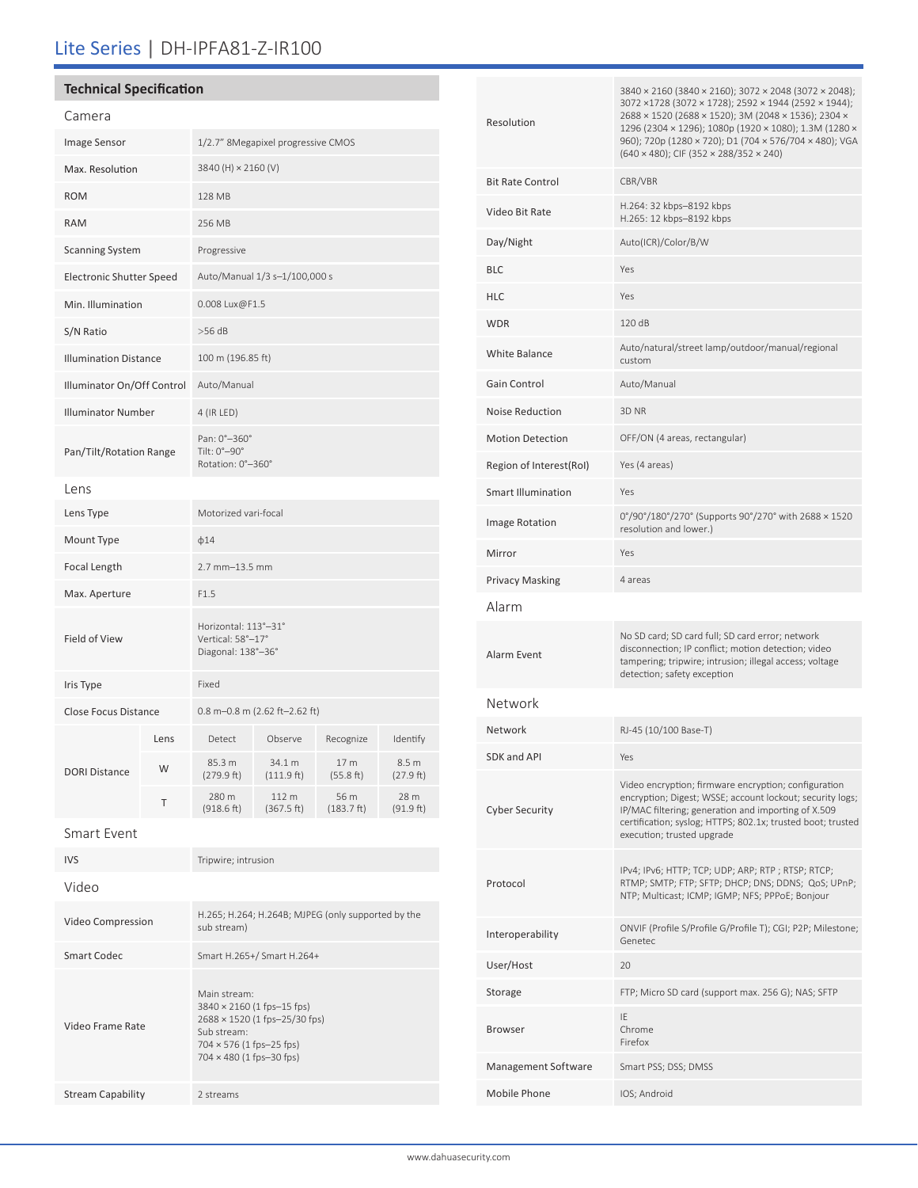# Lite Series | DH-IPFA81-Z-IR100

## Technical Specification

### Camera

| | |
|---|---|
| Image Sensor | 1/2.7" 8Megapixel progressive CMOS |
| Max. Resolution | 3840 (H) × 2160 (V) |
| ROM | 128 MB |
| RAM | 256 MB |
| Scanning System | Progressive |
| Electronic Shutter Speed | Auto/Manual 1/3 s–1/100,000 s |
| Min. Illumination | 0.008 Lux@F1.5 |
| S/N Ratio | >56 dB |
| Illumination Distance | 100 m (196.85 ft) |
| Illuminator On/Off Control | Auto/Manual |
| Illuminator Number | 4 (IR LED) |
| Pan/Tilt/Rotation Range | Pan: 0°–360°<br>Tilt: 0°–90°<br>Rotation: 0°–360° |

### Lens

| | |
|---|---|
| Lens Type | Motorized vari-focal |
| Mount Type | ϕ14 |
| Focal Length | 2.7 mm–13.5 mm |
| Max. Aperture | F1.5 |
| Field of View | Horizontal: 113°–31°<br>Vertical: 58°–17°<br>Diagonal: 138°–36° |
| Iris Type | Fixed |
| Close Focus Distance | 0.8 m–0.8 m (2.62 ft–2.62 ft) |

| DORI Distance | Lens | Detect | Observe | Recognize | Identify |
|---|---|---|---|---|---|
| | W | 85.3 m (279.9 ft) | 34.1 m (111.9 ft) | 17 m (55.8 ft) | 8.5 m (27.9 ft) |
| | T | 280 m (918.6 ft) | 112 m (367.5 ft) | 56 m (183.7 ft) | 28 m (91.9 ft) |

### Smart Event

| | |
|---|---|
| IVS | Tripwire; intrusion |

### Video

| | |
|---|---|
| Video Compression | H.265; H.264; H.264B; MJPEG (only supported by the sub stream) |
| Smart Codec | Smart H.265+/ Smart H.264+ |
| Video Frame Rate | Main stream:<br>3840 × 2160 (1 fps–15 fps)<br>2688 × 1520 (1 fps–25/30 fps)<br>Sub stream:<br>704 × 576 (1 fps–25 fps)<br>704 × 480 (1 fps–30 fps) |
| Stream Capability | 2 streams |
| Resolution | 3840 × 2160 (3840 × 2160); 3072 × 2048 (3072 × 2048); 3072 ×1728 (3072 × 1728); 2592 × 1944 (2592 × 1944); 2688 × 1520 (2688 × 1520); 3M (2048 × 1536); 2304 × 1296 (2304 × 1296); 1080p (1920 × 1080); 1.3M (1280 × 960); 720p (1280 × 720); D1 (704 × 576/704 × 480); VGA (640 × 480); CIF (352 × 288/352 × 240) |
| Bit Rate Control | CBR/VBR |
| Video Bit Rate | H.264: 32 kbps–8192 kbps<br>H.265: 12 kbps–8192 kbps |
| Day/Night | Auto(ICR)/Color/B/W |
| BLC | Yes |
| HLC | Yes |
| WDR | 120 dB |
| White Balance | Auto/natural/street lamp/outdoor/manual/regional custom |
| Gain Control | Auto/Manual |
| Noise Reduction | 3D NR |
| Motion Detection | OFF/ON (4 areas, rectangular) |
| Region of Interest(RoI) | Yes (4 areas) |
| Smart Illumination | Yes |
| Image Rotation | 0°/90°/180°/270° (Supports 90°/270° with 2688 × 1520 resolution and lower.) |
| Mirror | Yes |
| Privacy Masking | 4 areas |

### Alarm

| | |
|---|---|
| Alarm Event | No SD card; SD card full; SD card error; network disconnection; IP conflict; motion detection; video tampering; tripwire; intrusion; illegal access; voltage detection; safety exception |

### Network

| | |
|---|---|
| Network | RJ-45 (10/100 Base-T) |
| SDK and API | Yes |
| Cyber Security | Video encryption; firmware encryption; configuration encryption; Digest; WSSE; account lockout; security logs; IP/MAC filtering; generation and importing of X.509 certification; syslog; HTTPS; 802.1x; trusted boot; trusted execution; trusted upgrade |
| Protocol | IPv4; IPv6; HTTP; TCP; UDP; ARP; RTP ; RTSP; RTCP; RTMP; SMTP; FTP; SFTP; DHCP; DNS; DDNS; QoS; UPnP; NTP; Multicast; ICMP; IGMP; NFS; PPPoE; Bonjour |
| Interoperability | ONVIF (Profile S/Profile G/Profile T); CGI; P2P; Milestone; Genetec |
| User/Host | 20 |
| Storage | FTP; Micro SD card (support max. 256 G); NAS; SFTP |
| Browser | IE<br>Chrome<br>Firefox |
| Management Software | Smart PSS; DSS; DMSS |
| Mobile Phone | IOS; Android |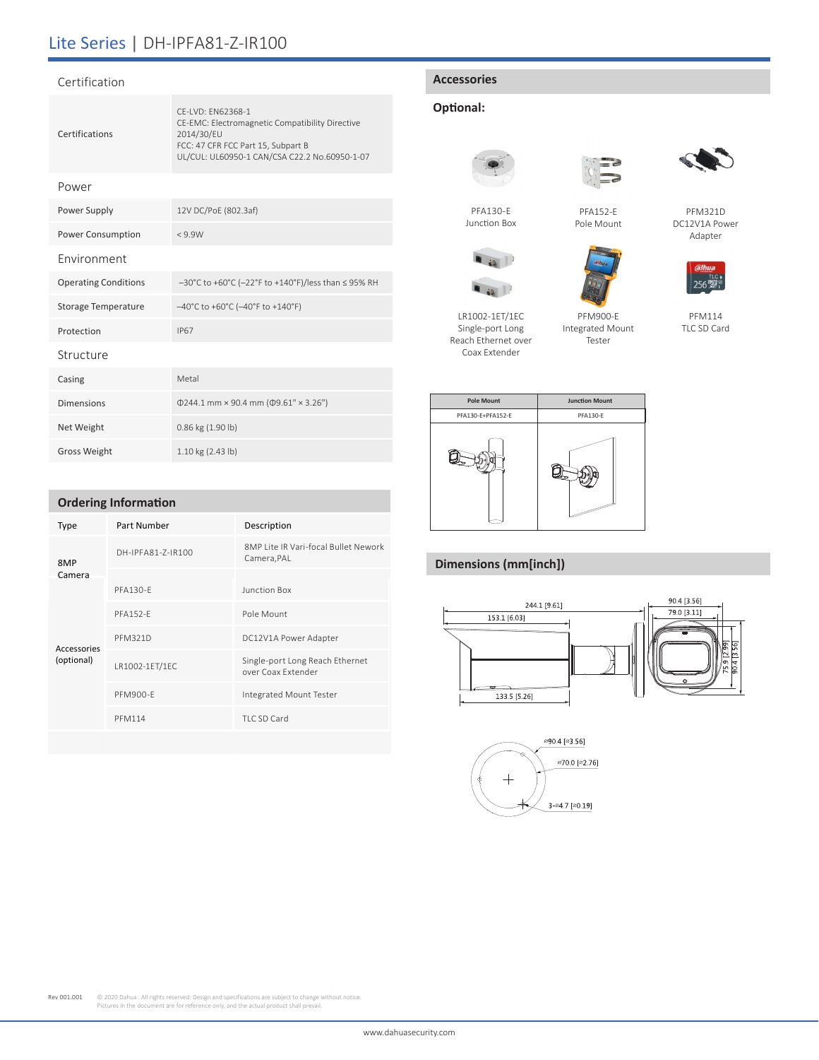# Lite Series | DH-IPFA81-Z-IR100

## Certification

| | |
|---|---|
| Certifications | CE-LVD: EN62368-1<br>CE-EMC: Electromagnetic Compatibility Directive 2014/30/EU<br>FCC: 47 CFR FCC Part 15, Subpart B<br>UL/CUL: UL60950-1 CAN/CSA C22.2 No.60950-1-07 |

## Power

| | |
|---|---|
| Power Supply | 12V DC/PoE (802.3af) |
| Power Consumption | < 9.9W |

## Environment

| | |
|---|---|
| Operating Conditions | –30°C to +60°C (–22°F to +140°F)/less than ≤ 95% RH |
| Storage Temperature | –40°C to +60°C (–40°F to +140°F) |
| Protection | IP67 |

## Structure

| | |
|---|---|
| Casing | Metal |
| Dimensions | Φ244.1 mm × 90.4 mm (Φ9.61" × 3.26") |
| Net Weight | 0.86 kg (1.90 lb) |
| Gross Weight | 1.10 kg (2.43 lb) |

## Ordering Information

| Type | Part Number | Description |
|---|---|---|
| 8MP Camera | DH-IPFA81-Z-IR100 | 8MP Lite IR Vari-focal Bullet Nework Camera,PAL |
| Accessories (optional) | PFA130-E | Junction Box |
| | PFA152-E | Pole Mount |
| | PFM321D | DC12V1A Power Adapter |
| | LR1002-1ET/1EC | Single-port Long Reach Ethernet over Coax Extender |
| | PFM900-E | Integrated Mount Tester |
| | PFM114 | TLC SD Card |

## Accessories

**Optional:**

PFA130-E
Junction Box

PFA152-E
Pole Mount

PFM321D
DC12V1A Power Adapter

LR1002-1ET/1EC
Single-port Long Reach Ethernet over Coax Extender

PFM900-E
Integrated Mount Tester

PFM114
TLC SD Card

| Pole Mount | Junction Mount |
|---|---|
| PFA130-E+PFA152-E | PFA130-E |

## Dimensions (mm[inch])

244.1 [9.61]
153.1 [6.03]
133.5 [5.26]
90.4 [3.56]
79.0 [3.11]
75.9 [2.99]
90.4 [3.56]

Ø90.4 [Ø3.56]
Ø70.0 [Ø2.76]
3-Ø4.7 [Ø0.19]

Rev 001.001 © 2020 Dahua . All rights reserved. Design and specifications are subject to change without notice. Pictures in the document are for reference only, and the actual product shall prevail.

www.dahuasecurity.com